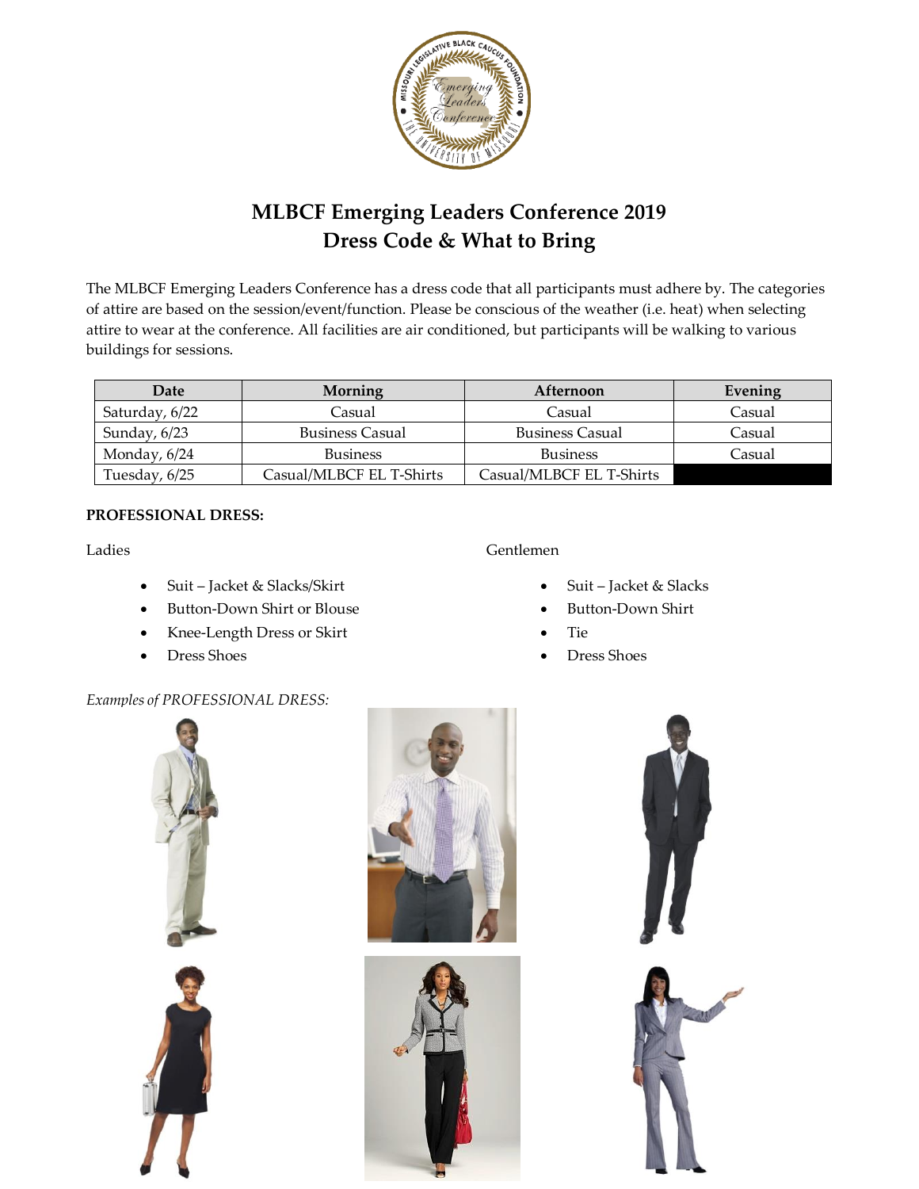# MLBCF Emerging Leaders Conference 2019
## Dress Code & What to Bring

The MLBCF Emerging Leaders Conference has a dress code that all participants must adhere by. The categories of attire are based on the session/event/function. Please be conscious of the weather (i.e. heat) when selecting attire to wear at the conference. All facilities are air conditioned, but participants will be walking to various buildings for sessions.

| Date | Morning | Afternoon | Evening |
|---|---|---|---|
| Saturday, 6/22 | Casual | Casual | Casual |
| Sunday, 6/23 | Business Casual | Business Casual | Casual |
| Monday, 6/24 | Business | Business | Casual |
| Tuesday, 6/25 | Casual/MLBCF EL T-Shirts | Casual/MLBCF EL T-Shirts | |

**PROFESSIONAL DRESS:**

Ladies

- Suit – Jacket & Slacks/Skirt
- Button-Down Shirt or Blouse
- Knee-Length Dress or Skirt
- Dress Shoes

Gentlemen

- Suit – Jacket & Slacks
- Button-Down Shirt
- Tie
- Dress Shoes

*Examples of PROFESSIONAL DRESS:*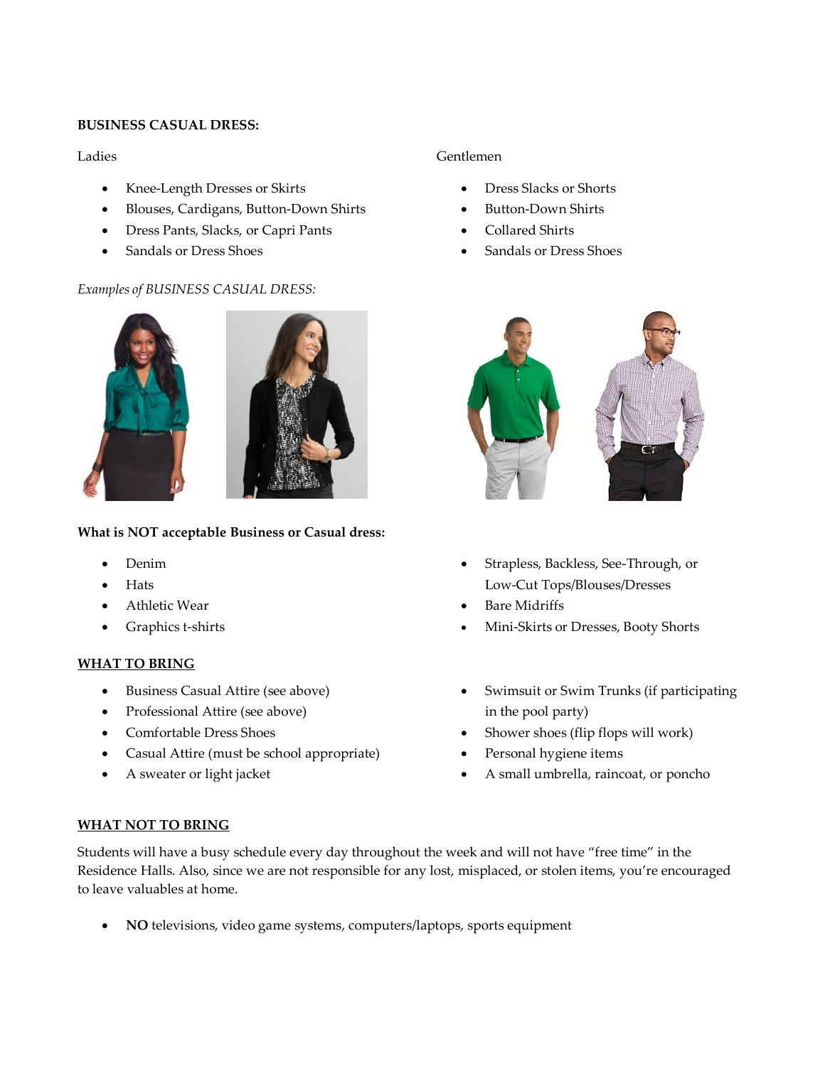**BUSINESS CASUAL DRESS:**

Ladies

- Knee-Length Dresses or Skirts
- Blouses, Cardigans, Button-Down Shirts
- Dress Pants, Slacks, or Capri Pants
- Sandals or Dress Shoes

Gentlemen

- Dress Slacks or Shorts
- Button-Down Shirts
- Collared Shirts
- Sandals or Dress Shoes

*Examples of BUSINESS CASUAL DRESS:*

**What is NOT acceptable Business or Casual dress:**

- Denim
- Hats
- Athletic Wear
- Graphics t-shirts
- Strapless, Backless, See-Through, or Low-Cut Tops/Blouses/Dresses
- Bare Midriffs
- Mini-Skirts or Dresses, Booty Shorts

## WHAT TO BRING

- Business Casual Attire (see above)
- Professional Attire (see above)
- Comfortable Dress Shoes
- Casual Attire (must be school appropriate)
- A sweater or light jacket
- Swimsuit or Swim Trunks (if participating in the pool party)
- Shower shoes (flip flops will work)
- Personal hygiene items
- A small umbrella, raincoat, or poncho

## WHAT NOT TO BRING

Students will have a busy schedule every day throughout the week and will not have "free time" in the Residence Halls. Also, since we are not responsible for any lost, misplaced, or stolen items, you're encouraged to leave valuables at home.

- **NO** televisions, video game systems, computers/laptops, sports equipment